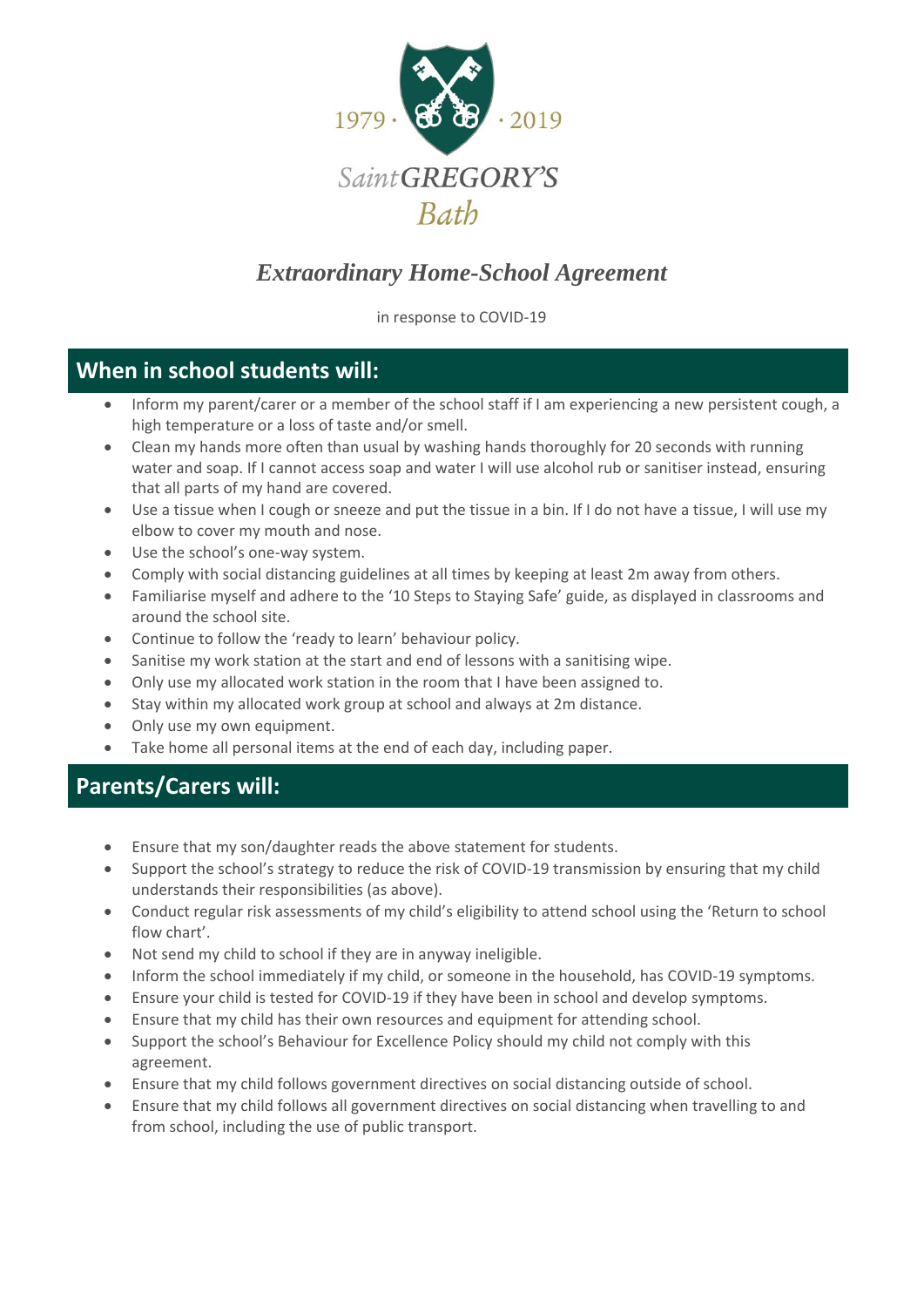1979 · · 2019

Saint GREGORY'S

Bath

# *Extraordinary Home-School Agreement*

in response to COVID-19

## When in school students will:

- Inform my parent/carer or a member of the school staff if I am experiencing a new persistent cough, a high temperature or a loss of taste and/or smell.
- Clean my hands more often than usual by washing hands thoroughly for 20 seconds with running water and soap. If I cannot access soap and water I will use alcohol rub or sanitiser instead, ensuring that all parts of my hand are covered.
- Use a tissue when I cough or sneeze and put the tissue in a bin. If I do not have a tissue, I will use my elbow to cover my mouth and nose.
- Use the school's one-way system.
- Comply with social distancing guidelines at all times by keeping at least 2m away from others.
- Familiarise myself and adhere to the '10 Steps to Staying Safe' guide, as displayed in classrooms and around the school site.
- Continue to follow the 'ready to learn' behaviour policy.
- Sanitise my work station at the start and end of lessons with a sanitising wipe.
- Only use my allocated work station in the room that I have been assigned to.
- Stay within my allocated work group at school and always at 2m distance.
- Only use my own equipment.
- Take home all personal items at the end of each day, including paper.

## Parents/Carers will:

- Ensure that my son/daughter reads the above statement for students.
- Support the school's strategy to reduce the risk of COVID-19 transmission by ensuring that my child understands their responsibilities (as above).
- Conduct regular risk assessments of my child's eligibility to attend school using the 'Return to school flow chart'.
- Not send my child to school if they are in anyway ineligible.
- Inform the school immediately if my child, or someone in the household, has COVID-19 symptoms.
- Ensure your child is tested for COVID-19 if they have been in school and develop symptoms.
- Ensure that my child has their own resources and equipment for attending school.
- Support the school's Behaviour for Excellence Policy should my child not comply with this agreement.
- Ensure that my child follows government directives on social distancing outside of school.
- Ensure that my child follows all government directives on social distancing when travelling to and from school, including the use of public transport.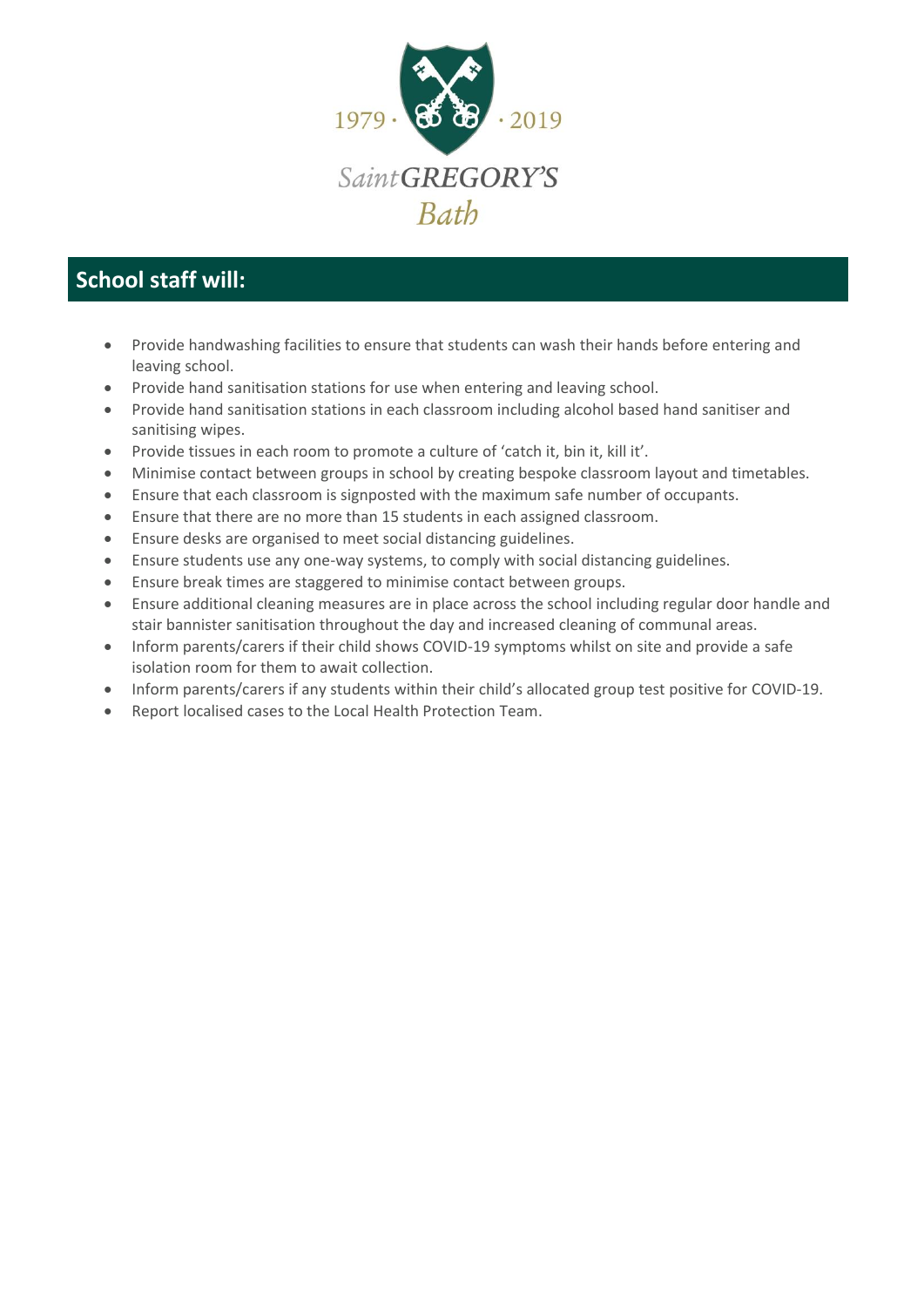## School staff will:

- Provide handwashing facilities to ensure that students can wash their hands before entering and leaving school.
- Provide hand sanitisation stations for use when entering and leaving school.
- Provide hand sanitisation stations in each classroom including alcohol based hand sanitiser and sanitising wipes.
- Provide tissues in each room to promote a culture of 'catch it, bin it, kill it'.
- Minimise contact between groups in school by creating bespoke classroom layout and timetables.
- Ensure that each classroom is signposted with the maximum safe number of occupants.
- Ensure that there are no more than 15 students in each assigned classroom.
- Ensure desks are organised to meet social distancing guidelines.
- Ensure students use any one-way systems, to comply with social distancing guidelines.
- Ensure break times are staggered to minimise contact between groups.
- Ensure additional cleaning measures are in place across the school including regular door handle and stair bannister sanitisation throughout the day and increased cleaning of communal areas.
- Inform parents/carers if their child shows COVID-19 symptoms whilst on site and provide a safe isolation room for them to await collection.
- Inform parents/carers if any students within their child's allocated group test positive for COVID-19.
- Report localised cases to the Local Health Protection Team.